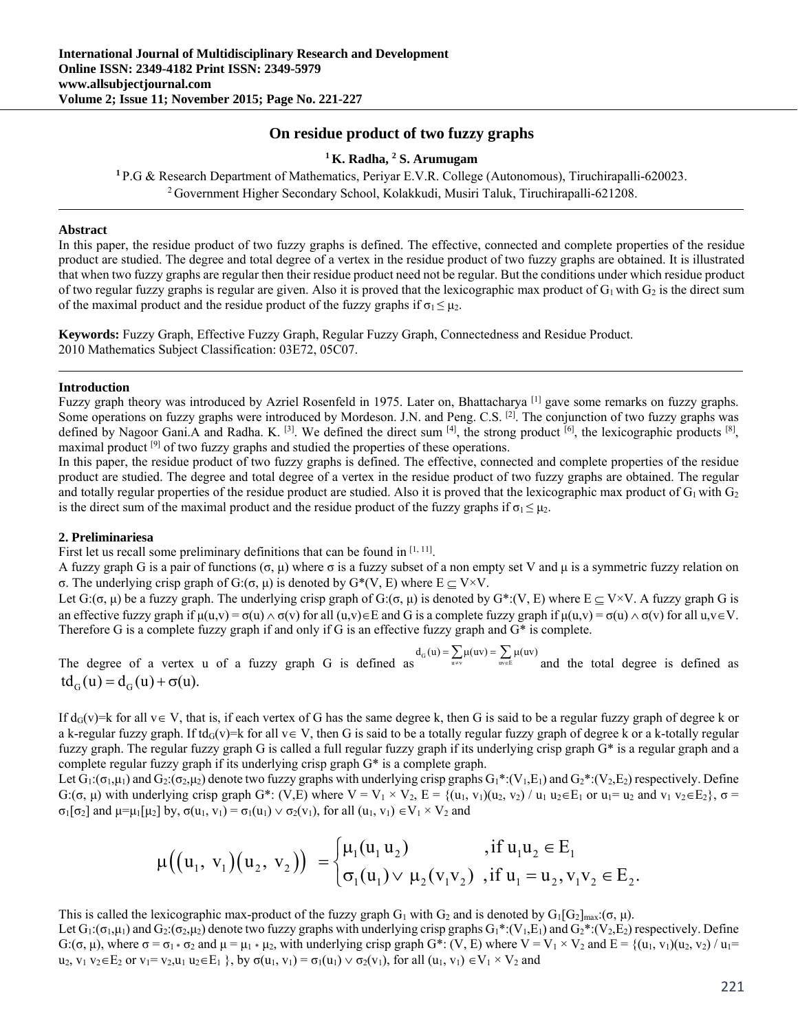# On residue product of two fuzzy graphs

**[1] K. Radha, [2] S. Arumugam**

[1] P.G & Research Department of Mathematics, Periyar E.V.R. College (Autonomous), Tiruchirapalli-620023.
[2] Government Higher Secondary School, Kolakkudi, Musiri Taluk, Tiruchirapalli-621208.

## Abstract

In this paper, the residue product of two fuzzy graphs is defined. The effective, connected and complete properties of the residue product are studied. The degree and total degree of a vertex in the residue product of two fuzzy graphs are obtained. It is illustrated that when two fuzzy graphs are regular then their residue product need not be regular. But the conditions under which residue product of two regular fuzzy graphs is regular are given. Also it is proved that the lexicographic max product of $G_1$ with $G_2$ is the direct sum of the maximal product and the residue product of the fuzzy graphs if $\sigma_1 \leq \mu_2$.

**Keywords:** Fuzzy Graph, Effective Fuzzy Graph, Regular Fuzzy Graph, Connectedness and Residue Product.
2010 Mathematics Subject Classification: 03E72, 05C07.

## Introduction

Fuzzy graph theory was introduced by Azriel Rosenfeld in 1975. Later on, Bhattacharya [1] gave some remarks on fuzzy graphs. Some operations on fuzzy graphs were introduced by Mordeson. J.N. and Peng. C.S. [2]. The conjunction of two fuzzy graphs was defined by Nagoor Gani.A and Radha. K. [3]. We defined the direct sum [4], the strong product [6], the lexicographic products [8], maximal product [9] of two fuzzy graphs and studied the properties of these operations.

In this paper, the residue product of two fuzzy graphs is defined. The effective, connected and complete properties of the residue product are studied. The degree and total degree of a vertex in the residue product of two fuzzy graphs are obtained. The regular and totally regular properties of the residue product are studied. Also it is proved that the lexicographic max product of $G_1$ with $G_2$ is the direct sum of the maximal product and the residue product of the fuzzy graphs if $\sigma_1 \leq \mu_2$.

## 2. Preliminariesa

First let us recall some preliminary definitions that can be found in [1, 11].

A fuzzy graph G is a pair of functions $(\sigma, \mu)$ where $\sigma$ is a fuzzy subset of a non empty set V and $\mu$ is a symmetric fuzzy relation on $\sigma$. The underlying crisp graph of $G:(\sigma, \mu)$ is denoted by $G^*(V, E)$ where $E \subseteq V \times V$.

Let $G:(\sigma, \mu)$ be a fuzzy graph. The underlying crisp graph of $G:(\sigma, \mu)$ is denoted by $G^*:(V, E)$ where $E \subseteq V \times V$. A fuzzy graph G is an effective fuzzy graph if $\mu(u,v) = \sigma(u) \wedge \sigma(v)$ for all $(u,v) \in E$ and G is a complete fuzzy graph if $\mu(u,v) = \sigma(u) \wedge \sigma(v)$ for all $u,v \in V$. Therefore G is a complete fuzzy graph if and only if G is an effective fuzzy graph and $G^*$ is complete.

The degree of a vertex u of a fuzzy graph G is defined as $d_G(u) = \sum_{u \neq v} \mu(uv) = \sum_{uv \in E} \mu(uv)$ and the total degree is defined as $td_G(u) = d_G(u) + \sigma(u)$.

If $d_G(v)=k$ for all $v \in V$, that is, if each vertex of G has the same degree k, then G is said to be a regular fuzzy graph of degree k or a k-regular fuzzy graph. If $td_G(v)=k$ for all $v \in V$, then G is said to be a totally regular fuzzy graph of degree k or a k-totally regular fuzzy graph. The regular fuzzy graph G is called a full regular fuzzy graph if its underlying crisp graph $G^*$ is a regular graph and a complete regular fuzzy graph if its underlying crisp graph $G^*$ is a complete graph.

Let $G_1:(\sigma_1,\mu_1)$ and $G_2:(\sigma_2,\mu_2)$ denote two fuzzy graphs with underlying crisp graphs $G_1^*:(V_1,E_1)$ and $G_2^*:(V_2,E_2)$ respectively. Define $G:(\sigma, \mu)$ with underlying crisp graph $G^*: (V,E)$ where $V = V_1 \times V_2$, $E = \{(u_1, v_1)(u_2, v_2) / u_1 u_2 \in E_1 \text{ or } u_1 = u_2 \text{ and } v_1 v_2 \in E_2\}$, $\sigma = \sigma_1[\sigma_2]$ and $\mu=\mu_1[\mu_2]$ by, $\sigma(u_1, v_1) = \sigma_1(u_1) \vee \sigma_2(v_1)$, for all $(u_1, v_1) \in V_1 \times V_2$ and

$$\mu\big((u_1, v_1)(u_2, v_2)\big) = \begin{cases} \mu_1(u_1 u_2) & ,\text{if } u_1 u_2 \in E_1 \\ \sigma_1(u_1) \vee \mu_2(v_1 v_2) & ,\text{if } u_1 = u_2, v_1 v_2 \in E_2. \end{cases}$$

This is called the lexicographic max-product of the fuzzy graph $G_1$ with $G_2$ and is denoted by $G_1[G_2]_{max}:(\sigma, \mu)$.

Let $G_1:(\sigma_1,\mu_1)$ and $G_2:(\sigma_2,\mu_2)$ denote two fuzzy graphs with underlying crisp graphs $G_1^*:(V_1,E_1)$ and $G_2^*:(V_2,E_2)$ respectively. Define $G:(\sigma, \mu)$, where $\sigma = \sigma_1 * \sigma_2$ and $\mu = \mu_1 * \mu_2$, with underlying crisp graph $G^*: (V, E)$ where $V = V_1 \times V_2$ and $E = \{(u_1, v_1)(u_2, v_2) / u_1 = u_2, v_1 v_2 \in E_2 \text{ or } v_1 = v_2, u_1 u_2 \in E_1\}$, by $\sigma(u_1, v_1) = \sigma_1(u_1) \vee \sigma_2(v_1)$, for all $(u_1, v_1) \in V_1 \times V_2$ and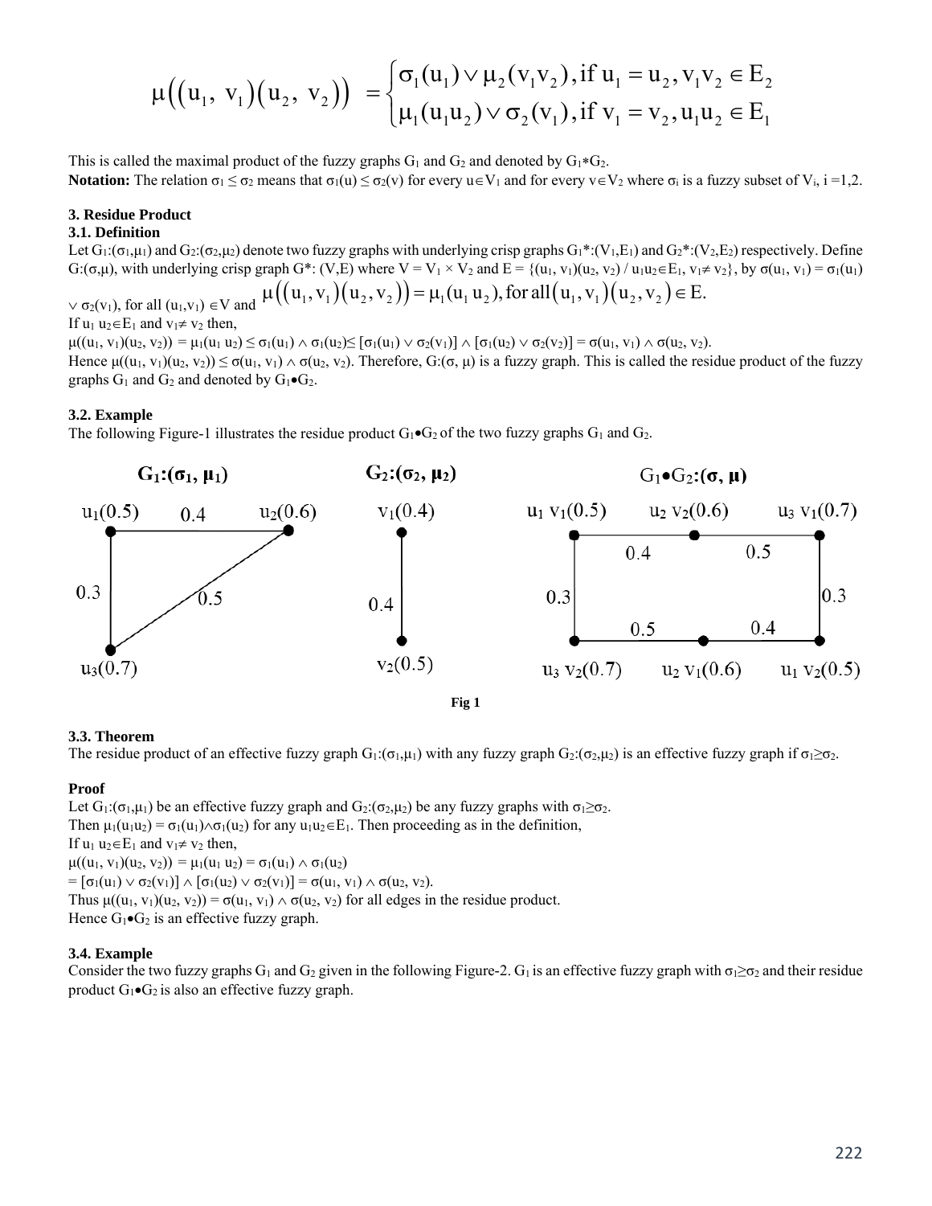$$\mu\big((u_1, v_1)(u_2, v_2)\big) = \begin{cases} \sigma_1(u_1) \vee \mu_2(v_1 v_2), \text{if } u_1 = u_2, v_1 v_2 \in E_2 \\ \mu_1(u_1 u_2) \vee \sigma_2(v_1), \text{if } v_1 = v_2, u_1 u_2 \in E_1 \end{cases}$$

This is called the maximal product of the fuzzy graphs $G_1$ and $G_2$ and denoted by $G_1 * G_2$.

**Notation:** The relation $\sigma_1 \leq \sigma_2$ means that $\sigma_1(u) \leq \sigma_2(v)$ for every $u \in V_1$ and for every $v \in V_2$ where $\sigma_i$ is a fuzzy subset of $V_i$, i =1,2.

### 3. Residue Product

#### 3.1. Definition

Let $G_1:(\sigma_1,\mu_1)$ and $G_2:(\sigma_2,\mu_2)$ denote two fuzzy graphs with underlying crisp graphs $G_1^*:(V_1,E_1)$ and $G_2^*:(V_2,E_2)$ respectively. Define $G:(\sigma,\mu)$, with underlying crisp graph $G^*: (V,E)$ where $V = V_1 \times V_2$ and $E = \{(u_1, v_1)(u_2, v_2) / u_1u_2 \in E_1, v_1 \neq v_2\}$, by $\sigma(u_1, v_1) = \sigma_1(u_1) \vee \sigma_2(v_1)$, for all $(u_1,v_1) \in V$ and $\mu\big((u_1, v_1)(u_2, v_2)\big) = \mu_1(u_1 u_2)$, for all $(u_1, v_1)(u_2, v_2) \in E$.

If $u_1 u_2 \in E_1$ and $v_1 \neq v_2$ then,

$\mu((u_1, v_1)(u_2, v_2)) = \mu_1(u_1 u_2) \leq \sigma_1(u_1) \wedge \sigma_1(u_2) \leq [\sigma_1(u_1) \vee \sigma_2(v_1)] \wedge [\sigma_1(u_2) \vee \sigma_2(v_2)] = \sigma(u_1, v_1) \wedge \sigma(u_2, v_2)$.

Hence $\mu((u_1, v_1)(u_2, v_2)) \leq \sigma(u_1, v_1) \wedge \sigma(u_2, v_2)$. Therefore, $G:(\sigma, \mu)$ is a fuzzy graph. This is called the residue product of the fuzzy graphs $G_1$ and $G_2$ and denoted by $G_1 \bullet G_2$.

#### 3.2. Example

The following Figure-1 illustrates the residue product $G_1 \bullet G_2$ of the two fuzzy graphs $G_1$ and $G_2$.

Fig 1

#### 3.3. Theorem

The residue product of an effective fuzzy graph $G_1:(\sigma_1,\mu_1)$ with any fuzzy graph $G_2:(\sigma_2,\mu_2)$ is an effective fuzzy graph if $\sigma_1 \geq \sigma_2$.

**Proof**

Let $G_1:(\sigma_1,\mu_1)$ be an effective fuzzy graph and $G_2:(\sigma_2,\mu_2)$ be any fuzzy graphs with $\sigma_1 \geq \sigma_2$.

Then $\mu_1(u_1u_2) = \sigma_1(u_1) \wedge \sigma_1(u_2)$ for any $u_1u_2 \in E_1$. Then proceeding as in the definition,

If $u_1 u_2 \in E_1$ and $v_1 \neq v_2$ then,

$\mu((u_1, v_1)(u_2, v_2)) = \mu_1(u_1 u_2) = \sigma_1(u_1) \wedge \sigma_1(u_2)$

$= [\sigma_1(u_1) \vee \sigma_2(v_1)] \wedge [\sigma_1(u_2) \vee \sigma_2(v_1)] = \sigma(u_1, v_1) \wedge \sigma(u_2, v_2)$.

Thus $\mu((u_1, v_1)(u_2, v_2)) = \sigma(u_1, v_1) \wedge \sigma(u_2, v_2)$ for all edges in the residue product.

Hence $G_1 \bullet G_2$ is an effective fuzzy graph.

#### 3.4. Example

Consider the two fuzzy graphs $G_1$ and $G_2$ given in the following Figure-2. $G_1$ is an effective fuzzy graph with $\sigma_1 \geq \sigma_2$ and their residue product $G_1 \bullet G_2$ is also an effective fuzzy graph.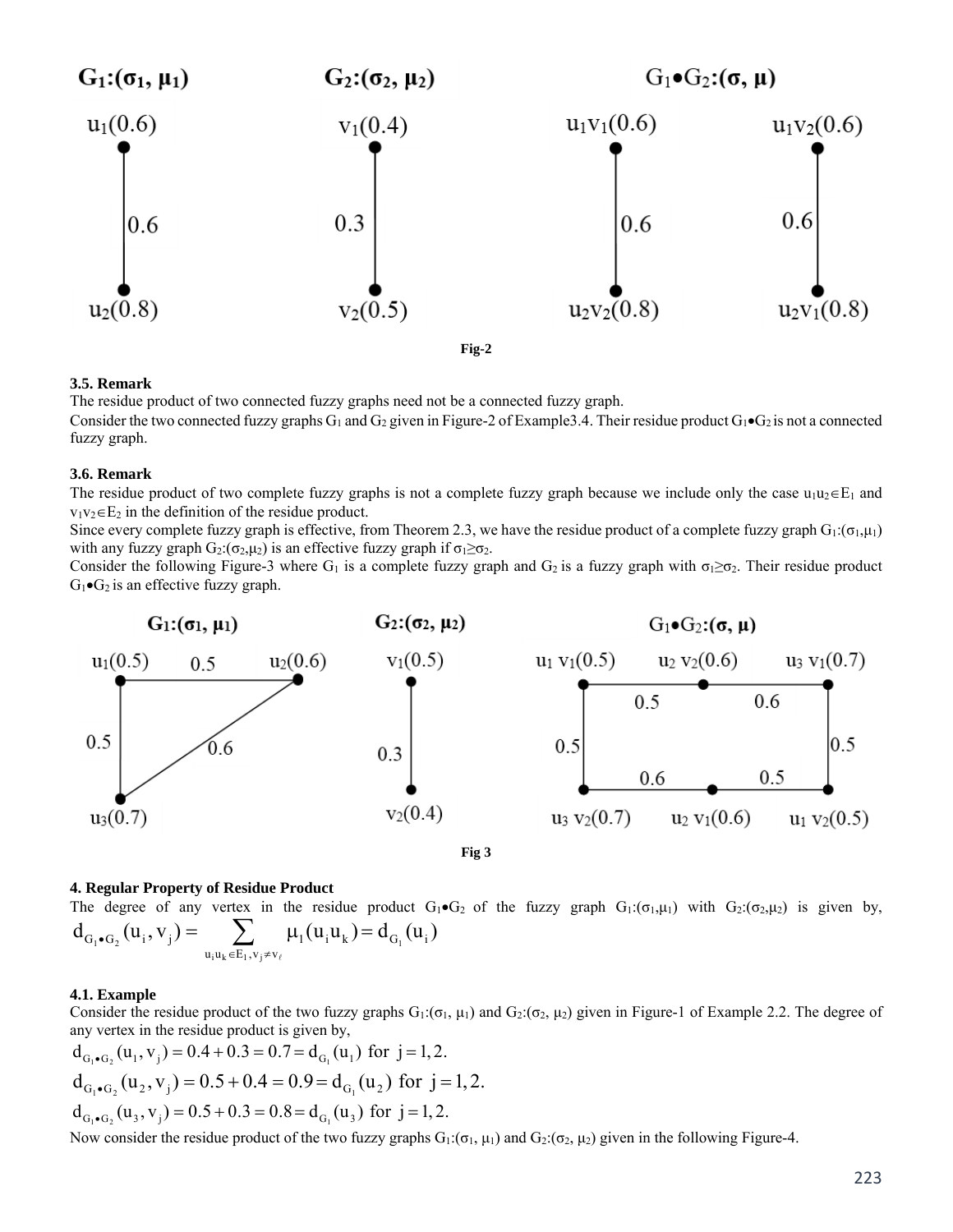Fig-2

### 3.5. Remark

The residue product of two connected fuzzy graphs need not be a connected fuzzy graph.

Consider the two connected fuzzy graphs $G_1$ and $G_2$ given in Figure-2 of Example3.4. Their residue product $G_1 \bullet G_2$ is not a connected fuzzy graph.

### 3.6. Remark

The residue product of two complete fuzzy graphs is not a complete fuzzy graph because we include only the case $u_1u_2 \in E_1$ and $v_1v_2 \in E_2$ in the definition of the residue product.

Since every complete fuzzy graph is effective, from Theorem 2.3, we have the residue product of a complete fuzzy graph $G_1:(\sigma_1,\mu_1)$ with any fuzzy graph $G_2:(\sigma_2,\mu_2)$ is an effective fuzzy graph if $\sigma_1 \geq \sigma_2$.

Consider the following Figure-3 where $G_1$ is a complete fuzzy graph and $G_2$ is a fuzzy graph with $\sigma_1 \geq \sigma_2$. Their residue product $G_1 \bullet G_2$ is an effective fuzzy graph.

Fig 3

## 4. Regular Property of Residue Product

The degree of any vertex in the residue product $G_1 \bullet G_2$ of the fuzzy graph $G_1:(\sigma_1,\mu_1)$ with $G_2:(\sigma_2,\mu_2)$ is given by, $d_{G_1 \bullet G_2}(u_i, v_j) = \sum_{u_i u_k \in E_1, v_j \neq v_\ell} \mu_1(u_i u_k) = d_{G_1}(u_i)$

### 4.1. Example

Consider the residue product of the two fuzzy graphs $G_1:(\sigma_1, \mu_1)$ and $G_2:(\sigma_2, \mu_2)$ given in Figure-1 of Example 2.2. The degree of any vertex in the residue product is given by,

$d_{G_1 \bullet G_2}(u_1, v_j) = 0.4 + 0.3 = 0.7 = d_{G_1}(u_1)$ for $j = 1, 2.$

$d_{G_1 \bullet G_2}(u_2, v_j) = 0.5 + 0.4 = 0.9 = d_{G_1}(u_2)$ for $j = 1, 2.$

$d_{G_1 \bullet G_2}(u_3, v_j) = 0.5 + 0.3 = 0.8 = d_{G_1}(u_3)$ for $j = 1, 2.$

Now consider the residue product of the two fuzzy graphs $G_1:(\sigma_1, \mu_1)$ and $G_2:(\sigma_2, \mu_2)$ given in the following Figure-4.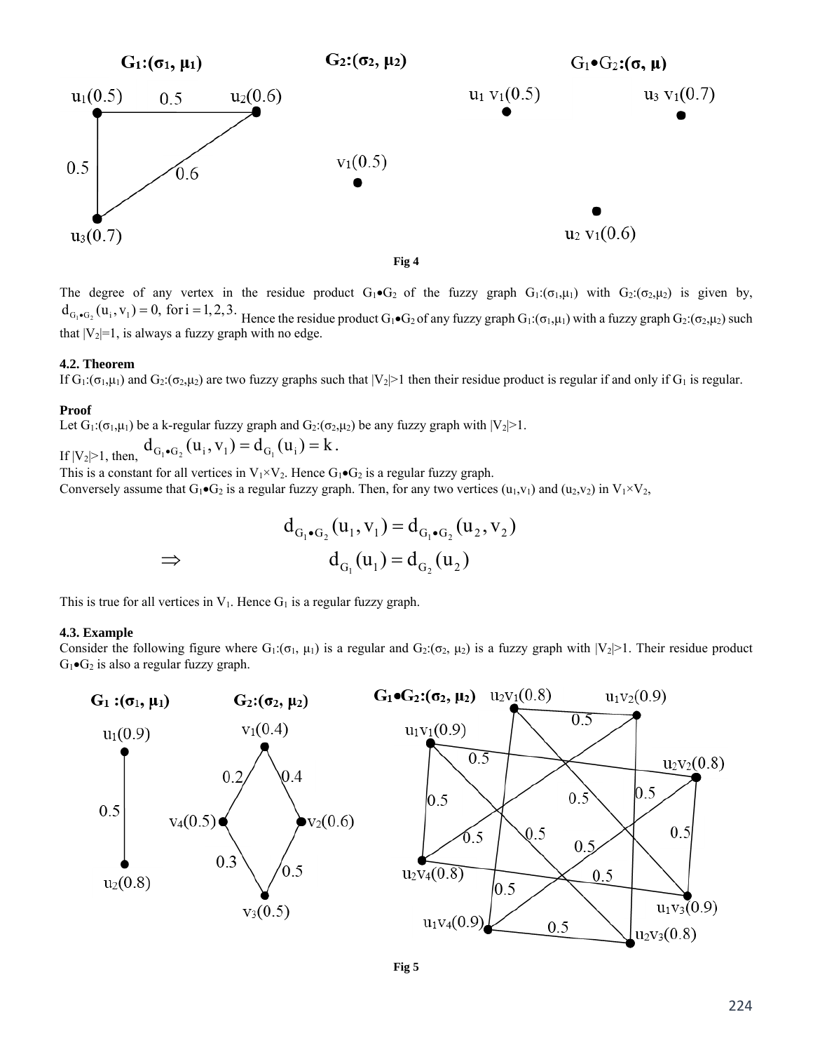**Fig 4**

The degree of any vertex in the residue product $G_1 \bullet G_2$ of the fuzzy graph $G_1:(\sigma_1,\mu_1)$ with $G_2:(\sigma_2,\mu_2)$ is given by, $d_{G_1 \bullet G_2}(u_i, v_1) = 0, \text{ for } i = 1,2,3.$ Hence the residue product $G_1 \bullet G_2$ of any fuzzy graph $G_1:(\sigma_1,\mu_1)$ with a fuzzy graph $G_2:(\sigma_2,\mu_2)$ such that $|V_2|=1$, is always a fuzzy graph with no edge.

**4.2. Theorem**

If $G_1:(\sigma_1,\mu_1)$ and $G_2:(\sigma_2,\mu_2)$ are two fuzzy graphs such that $|V_2|>1$ then their residue product is regular if and only if $G_1$ is regular.

**Proof**

Let $G_1:(\sigma_1,\mu_1)$ be a k-regular fuzzy graph and $G_2:(\sigma_2,\mu_2)$ be any fuzzy graph with $|V_2|>1$.

If $|V_2|>1$, then, $d_{G_1 \bullet G_2}(u_i, v_1) = d_{G_1}(u_i) = k$.

This is a constant for all vertices in $V_1 \times V_2$. Hence $G_1 \bullet G_2$ is a regular fuzzy graph.

Conversely assume that $G_1 \bullet G_2$ is a regular fuzzy graph. Then, for any two vertices $(u_1,v_1)$ and $(u_2,v_2)$ in $V_1 \times V_2$,

$$d_{G_1 \bullet G_2}(u_1, v_1) = d_{G_1 \bullet G_2}(u_2, v_2)$$

$$\Rightarrow \qquad d_{G_1}(u_1) = d_{G_2}(u_2)$$

This is true for all vertices in $V_1$. Hence $G_1$ is a regular fuzzy graph.

**4.3. Example**

Consider the following figure where $G_1:(\sigma_1, \mu_1)$ is a regular and $G_2:(\sigma_2, \mu_2)$ is a fuzzy graph with $|V_2|>1$. Their residue product $G_1 \bullet G_2$ is also a regular fuzzy graph.

**Fig 5**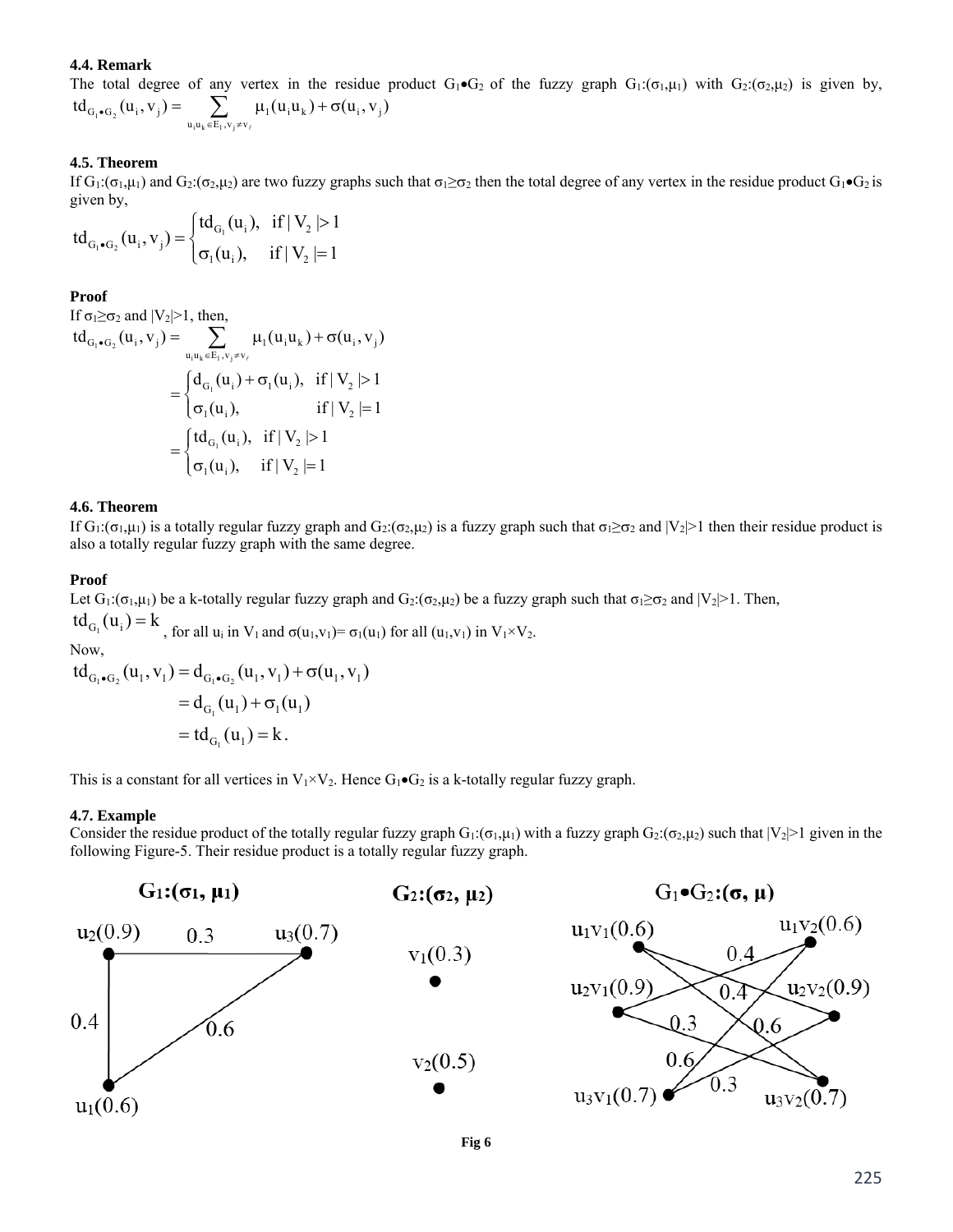**4.4. Remark**

The total degree of any vertex in the residue product $G_1 \bullet G_2$ of the fuzzy graph $G_1:(\sigma_1,\mu_1)$ with $G_2:(\sigma_2,\mu_2)$ is given by, $td_{G_1 \bullet G_2}(u_i, v_j) = \sum_{u_i u_k \in E_1, v_j \neq v_\ell} \mu_1(u_i u_k) + \sigma(u_i, v_j)$

**4.5. Theorem**

If $G_1:(\sigma_1,\mu_1)$ and $G_2:(\sigma_2,\mu_2)$ are two fuzzy graphs such that $\sigma_1 \geq \sigma_2$ then the total degree of any vertex in the residue product $G_1 \bullet G_2$ is given by,

$$td_{G_1 \bullet G_2}(u_i, v_j) = \begin{cases} td_{G_1}(u_i), & \text{if } |V_2| > 1 \\ \sigma_1(u_i), & \text{if } |V_2| = 1 \end{cases}$$

**Proof**

If $\sigma_1 \geq \sigma_2$ and $|V_2|>1$, then,

$$td_{G_1 \bullet G_2}(u_i, v_j) = \sum_{u_i u_k \in E_1, v_j \neq v_\ell} \mu_1(u_i u_k) + \sigma(u_i, v_j)$$

$$= \begin{cases} d_{G_1}(u_i) + \sigma_1(u_i), & \text{if } |V_2| > 1 \\ \sigma_1(u_i), & \text{if } |V_2| = 1 \end{cases}$$

$$= \begin{cases} td_{G_1}(u_i), & \text{if } |V_2| > 1 \\ \sigma_1(u_i), & \text{if } |V_2| = 1 \end{cases}$$

**4.6. Theorem**

If $G_1:(\sigma_1,\mu_1)$ is a totally regular fuzzy graph and $G_2:(\sigma_2,\mu_2)$ is a fuzzy graph such that $\sigma_1 \geq \sigma_2$ and $|V_2|>1$ then their residue product is also a totally regular fuzzy graph with the same degree.

**Proof**

Let $G_1:(\sigma_1,\mu_1)$ be a k-totally regular fuzzy graph and $G_2:(\sigma_2,\mu_2)$ be a fuzzy graph such that $\sigma_1 \geq \sigma_2$ and $|V_2|>1$. Then,

$td_{G_1}(u_i) = k$, for all $u_i$ in $V_1$ and $\sigma(u_1,v_1)= \sigma_1(u_1)$ for all $(u_1,v_1)$ in $V_1 \times V_2$.

Now,

$$td_{G_1 \bullet G_2}(u_1, v_1) = d_{G_1 \bullet G_2}(u_1, v_1) + \sigma(u_1, v_1)$$

$$= d_{G_1}(u_1) + \sigma_1(u_1)$$

$$= td_{G_1}(u_1) = k.$$

This is a constant for all vertices in $V_1 \times V_2$. Hence $G_1 \bullet G_2$ is a k-totally regular fuzzy graph.

**4.7. Example**

Consider the residue product of the totally regular fuzzy graph $G_1:(\sigma_1,\mu_1)$ with a fuzzy graph $G_2:(\sigma_2,\mu_2)$ such that $|V_2|>1$ given in the following Figure-5. Their residue product is a totally regular fuzzy graph.

Fig 6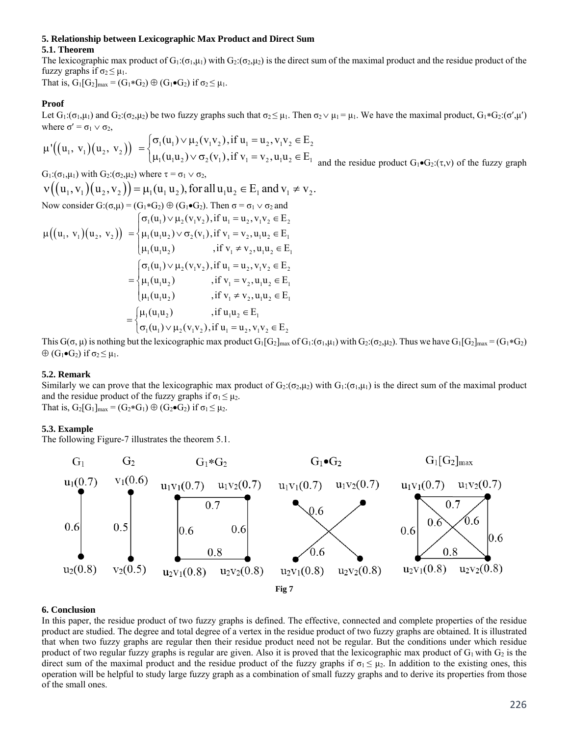### 5. Relationship between Lexicographic Max Product and Direct Sum

#### 5.1. Theorem

The lexicographic max product of $G_1:(\sigma_1,\mu_1)$ with $G_2:(\sigma_2,\mu_2)$ is the direct sum of the maximal product and the residue product of the fuzzy graphs if $\sigma_2 \leq \mu_1$.

That is, $G_1[G_2]_{max} = (G_1 * G_2) \oplus (G_1 \bullet G_2)$ if $\sigma_2 \leq \mu_1$.

**Proof**

Let $G_1:(\sigma_1,\mu_1)$ and $G_2:(\sigma_2,\mu_2)$ be two fuzzy graphs such that $\sigma_2 \leq \mu_1$. Then $\sigma_2 \vee \mu_1 = \mu_1$. We have the maximal product, $G_1 * G_2:(\sigma',\mu')$ where $\sigma' = \sigma_1 \vee \sigma_2$,

$$\mu'\big((u_1, v_1)(u_2, v_2)\big) = \begin{cases} \sigma_1(u_1) \vee \mu_2(v_1v_2), \text{if } u_1 = u_2, v_1v_2 \in E_2 \\ \mu_1(u_1u_2) \vee \sigma_2(v_1), \text{if } v_1 = v_2, u_1u_2 \in E_1 \end{cases}$$

and the residue product $G_1 \bullet G_2:(\tau,\nu)$ of the fuzzy graph $G_1:(\sigma_1,\mu_1)$ with $G_2:(\sigma_2,\mu_2)$ where $\tau = \sigma_1 \vee \sigma_2$,

$$\nu\big((u_1, v_1)(u_2, v_2)\big) = \mu_1(u_1u_2), \text{for all } u_1u_2 \in E_1 \text{ and } v_1 \neq v_2.$$

Now consider $G:(\sigma,\mu) = (G_1 * G_2) \oplus (G_1 \bullet G_2)$. Then $\sigma = \sigma_1 \vee \sigma_2$ and

$$\mu\big((u_1, v_1)(u_2, v_2)\big) = \begin{cases} \sigma_1(u_1) \vee \mu_2(v_1v_2), \text{if } u_1 = u_2, v_1v_2 \in E_2 \\ \mu_1(u_1u_2) \vee \sigma_2(v_1), \text{if } v_1 = v_2, u_1u_2 \in E_1 \\ \mu_1(u_1u_2) \qquad\qquad , \text{if } v_1 \neq v_2, u_1u_2 \in E_1 \end{cases}$$

$$= \begin{cases} \sigma_1(u_1) \vee \mu_2(v_1v_2), \text{if } u_1 = u_2, v_1v_2 \in E_2 \\ \mu_1(u_1u_2) \qquad\qquad , \text{if } v_1 = v_2, u_1u_2 \in E_1 \\ \mu_1(u_1u_2) \qquad\qquad , \text{if } v_1 \neq v_2, u_1u_2 \in E_1 \end{cases}$$

$$= \begin{cases} \mu_1(u_1u_2) \qquad\qquad , \text{if } u_1u_2 \in E_1 \\ \sigma_1(u_1) \vee \mu_2(v_1v_2), \text{if } u_1 = u_2, v_1v_2 \in E_2 \end{cases}$$

This $G(\sigma, \mu)$ is nothing but the lexicographic max product $G_1[G_2]_{max}$ of $G_1:(\sigma_1,\mu_1)$ with $G_2:(\sigma_2,\mu_2)$. Thus we have $G_1[G_2]_{max} = (G_1 * G_2) \oplus (G_1 \bullet G_2)$ if $\sigma_2 \leq \mu_1$.

#### 5.2. Remark

Similarly we can prove that the lexicographic max product of $G_2:(\sigma_2,\mu_2)$ with $G_1:(\sigma_1,\mu_1)$ is the direct sum of the maximal product and the residue product of the fuzzy graphs if $\sigma_1 \leq \mu_2$.

That is, $G_2[G_1]_{max} = (G_2 * G_1) \oplus (G_2 \bullet G_2)$ if $\sigma_1 \leq \mu_2$.

#### 5.3. Example

The following Figure-7 illustrates the theorem 5.1.

Fig 7

### 6. Conclusion

In this paper, the residue product of two fuzzy graphs is defined. The effective, connected and complete properties of the residue product are studied. The degree and total degree of a vertex in the residue product of two fuzzy graphs are obtained. It is illustrated that when two fuzzy graphs are regular then their residue product need not be regular. But the conditions under which residue product of two regular fuzzy graphs is regular are given. Also it is proved that the lexicographic max product of $G_1$ with $G_2$ is the direct sum of the maximal product and the residue product of the fuzzy graphs if $\sigma_1 \leq \mu_2$. In addition to the existing ones, this operation will be helpful to study large fuzzy graph as a combination of small fuzzy graphs and to derive its properties from those of the small ones.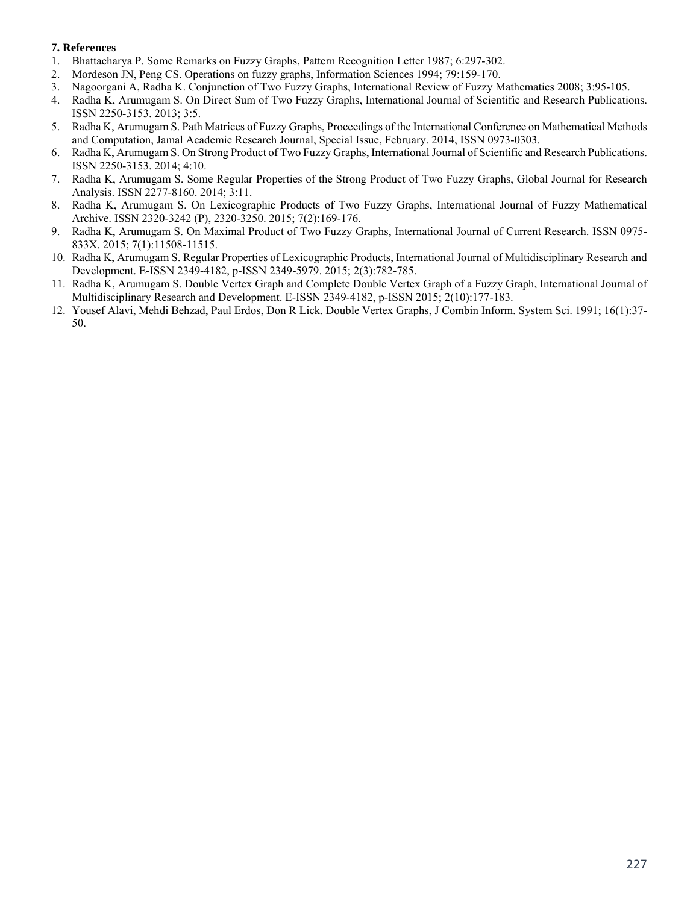### 7. References

1. Bhattacharya P. Some Remarks on Fuzzy Graphs, Pattern Recognition Letter 1987; 6:297-302.
2. Mordeson JN, Peng CS. Operations on fuzzy graphs, Information Sciences 1994; 79:159-170.
3. Nagoorgani A, Radha K. Conjunction of Two Fuzzy Graphs, International Review of Fuzzy Mathematics 2008; 3:95-105.
4. Radha K, Arumugam S. On Direct Sum of Two Fuzzy Graphs, International Journal of Scientific and Research Publications. ISSN 2250-3153. 2013; 3:5.
5. Radha K, Arumugam S. Path Matrices of Fuzzy Graphs, Proceedings of the International Conference on Mathematical Methods and Computation, Jamal Academic Research Journal, Special Issue, February. 2014, ISSN 0973-0303.
6. Radha K, Arumugam S. On Strong Product of Two Fuzzy Graphs, International Journal of Scientific and Research Publications. ISSN 2250-3153. 2014; 4:10.
7. Radha K, Arumugam S. Some Regular Properties of the Strong Product of Two Fuzzy Graphs, Global Journal for Research Analysis. ISSN 2277-8160. 2014; 3:11.
8. Radha K, Arumugam S. On Lexicographic Products of Two Fuzzy Graphs, International Journal of Fuzzy Mathematical Archive. ISSN 2320-3242 (P), 2320-3250. 2015; 7(2):169-176.
9. Radha K, Arumugam S. On Maximal Product of Two Fuzzy Graphs, International Journal of Current Research. ISSN 0975-833X. 2015; 7(1):11508-11515.
10. Radha K, Arumugam S. Regular Properties of Lexicographic Products, International Journal of Multidisciplinary Research and Development. E-ISSN 2349-4182, p-ISSN 2349-5979. 2015; 2(3):782-785.
11. Radha K, Arumugam S. Double Vertex Graph and Complete Double Vertex Graph of a Fuzzy Graph, International Journal of Multidisciplinary Research and Development. E-ISSN 2349-4182, p-ISSN 2015; 2(10):177-183.
12. Yousef Alavi, Mehdi Behzad, Paul Erdos, Don R Lick. Double Vertex Graphs, J Combin Inform. System Sci. 1991; 16(1):37-50.